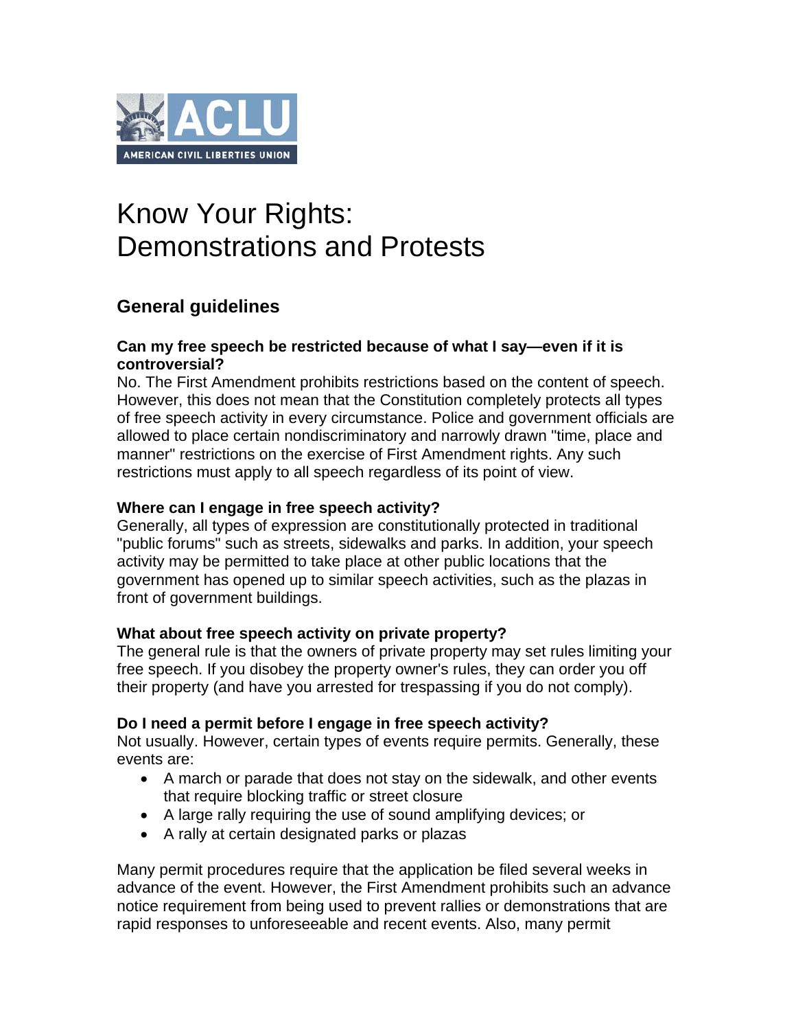# Know Your Rights: Demonstrations and Protests

## General guidelines

**Can my free speech be restricted because of what I say—even if it is controversial?**
No. The First Amendment prohibits restrictions based on the content of speech. However, this does not mean that the Constitution completely protects all types of free speech activity in every circumstance. Police and government officials are allowed to place certain nondiscriminatory and narrowly drawn "time, place and manner" restrictions on the exercise of First Amendment rights. Any such restrictions must apply to all speech regardless of its point of view.

**Where can I engage in free speech activity?**
Generally, all types of expression are constitutionally protected in traditional "public forums" such as streets, sidewalks and parks. In addition, your speech activity may be permitted to take place at other public locations that the government has opened up to similar speech activities, such as the plazas in front of government buildings.

**What about free speech activity on private property?**
The general rule is that the owners of private property may set rules limiting your free speech. If you disobey the property owner's rules, they can order you off their property (and have you arrested for trespassing if you do not comply).

**Do I need a permit before I engage in free speech activity?**
Not usually. However, certain types of events require permits. Generally, these events are:

- A march or parade that does not stay on the sidewalk, and other events that require blocking traffic or street closure
- A large rally requiring the use of sound amplifying devices; or
- A rally at certain designated parks or plazas

Many permit procedures require that the application be filed several weeks in advance of the event. However, the First Amendment prohibits such an advance notice requirement from being used to prevent rallies or demonstrations that are rapid responses to unforeseeable and recent events. Also, many permit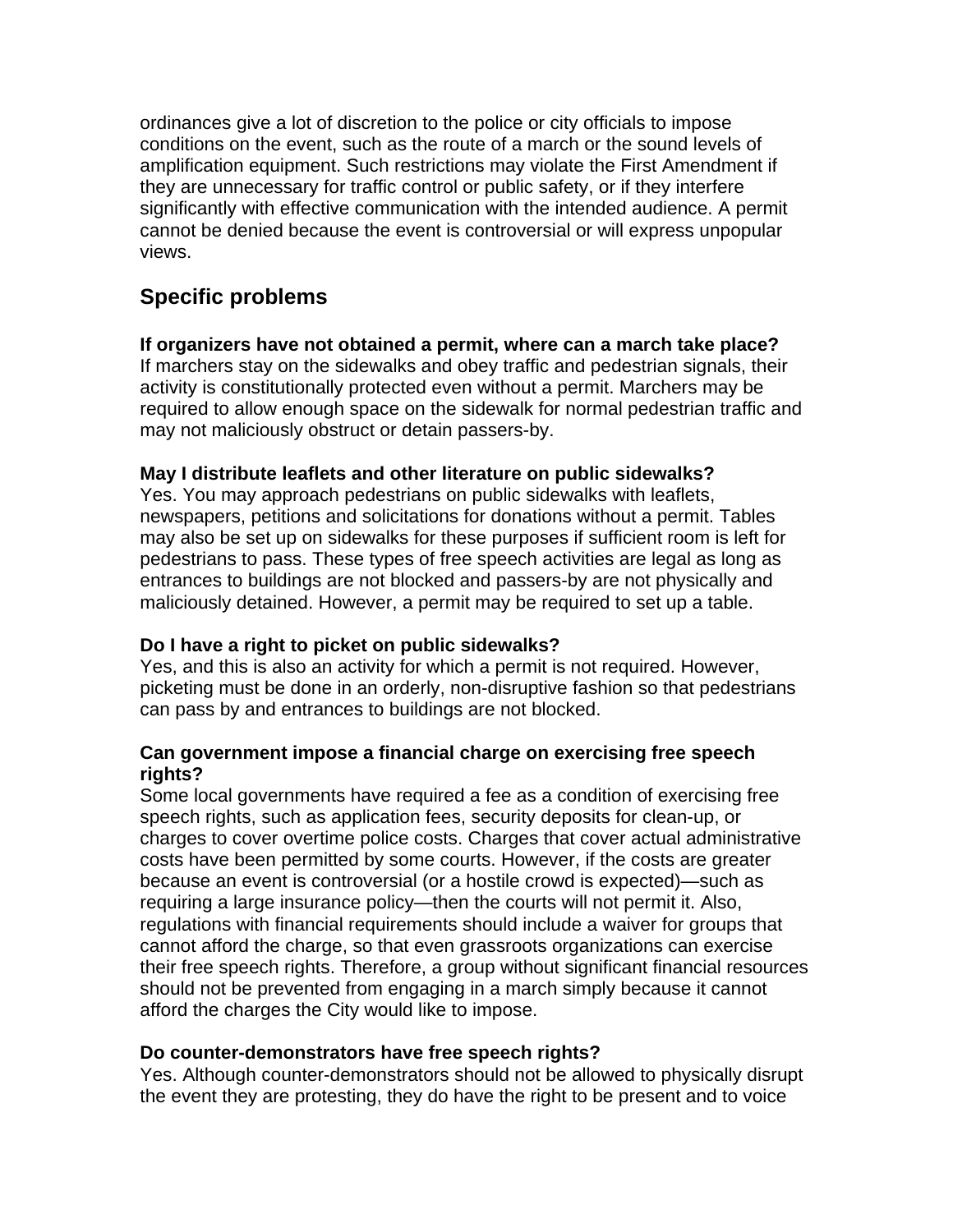ordinances give a lot of discretion to the police or city officials to impose conditions on the event, such as the route of a march or the sound levels of amplification equipment. Such restrictions may violate the First Amendment if they are unnecessary for traffic control or public safety, or if they interfere significantly with effective communication with the intended audience. A permit cannot be denied because the event is controversial or will express unpopular views.

## Specific problems

**If organizers have not obtained a permit, where can a march take place?**
If marchers stay on the sidewalks and obey traffic and pedestrian signals, their activity is constitutionally protected even without a permit. Marchers may be required to allow enough space on the sidewalk for normal pedestrian traffic and may not maliciously obstruct or detain passers-by.

**May I distribute leaflets and other literature on public sidewalks?**
Yes. You may approach pedestrians on public sidewalks with leaflets, newspapers, petitions and solicitations for donations without a permit. Tables may also be set up on sidewalks for these purposes if sufficient room is left for pedestrians to pass. These types of free speech activities are legal as long as entrances to buildings are not blocked and passers-by are not physically and maliciously detained. However, a permit may be required to set up a table.

**Do I have a right to picket on public sidewalks?**
Yes, and this is also an activity for which a permit is not required. However, picketing must be done in an orderly, non-disruptive fashion so that pedestrians can pass by and entrances to buildings are not blocked.

**Can government impose a financial charge on exercising free speech rights?**
Some local governments have required a fee as a condition of exercising free speech rights, such as application fees, security deposits for clean-up, or charges to cover overtime police costs. Charges that cover actual administrative costs have been permitted by some courts. However, if the costs are greater because an event is controversial (or a hostile crowd is expected)—such as requiring a large insurance policy—then the courts will not permit it. Also, regulations with financial requirements should include a waiver for groups that cannot afford the charge, so that even grassroots organizations can exercise their free speech rights. Therefore, a group without significant financial resources should not be prevented from engaging in a march simply because it cannot afford the charges the City would like to impose.

**Do counter-demonstrators have free speech rights?**
Yes. Although counter-demonstrators should not be allowed to physically disrupt the event they are protesting, they do have the right to be present and to voice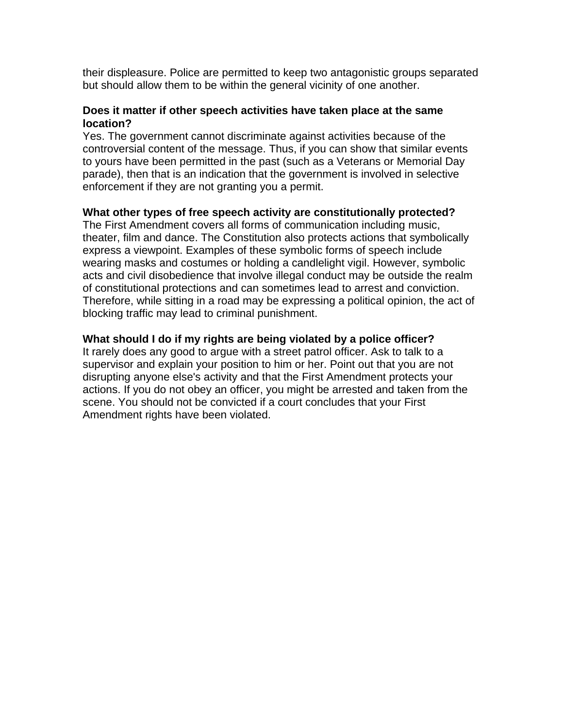their displeasure. Police are permitted to keep two antagonistic groups separated but should allow them to be within the general vicinity of one another.

**Does it matter if other speech activities have taken place at the same location?**

Yes. The government cannot discriminate against activities because of the controversial content of the message. Thus, if you can show that similar events to yours have been permitted in the past (such as a Veterans or Memorial Day parade), then that is an indication that the government is involved in selective enforcement if they are not granting you a permit.

**What other types of free speech activity are constitutionally protected?**

The First Amendment covers all forms of communication including music, theater, film and dance. The Constitution also protects actions that symbolically express a viewpoint. Examples of these symbolic forms of speech include wearing masks and costumes or holding a candlelight vigil. However, symbolic acts and civil disobedience that involve illegal conduct may be outside the realm of constitutional protections and can sometimes lead to arrest and conviction. Therefore, while sitting in a road may be expressing a political opinion, the act of blocking traffic may lead to criminal punishment.

**What should I do if my rights are being violated by a police officer?**

It rarely does any good to argue with a street patrol officer. Ask to talk to a supervisor and explain your position to him or her. Point out that you are not disrupting anyone else's activity and that the First Amendment protects your actions. If you do not obey an officer, you might be arrested and taken from the scene. You should not be convicted if a court concludes that your First Amendment rights have been violated.